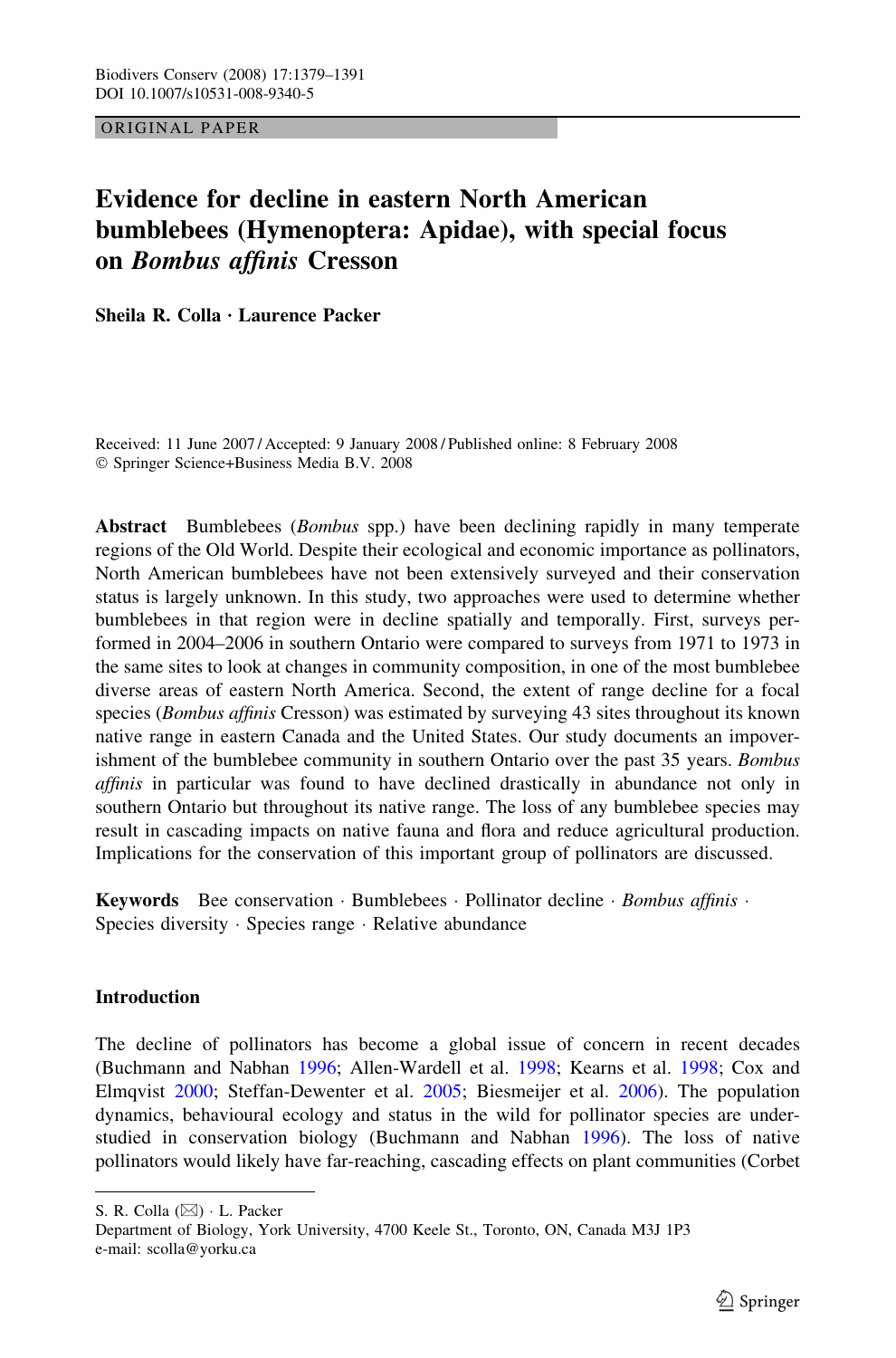ORIGINAL PAPER

# Evidence for decline in eastern North American bumblebees (Hymenoptera: Apidae), with special focus on *Bombus affinis* Cresson

**Sheila R. Colla · Laurence Packer**

Received: 11 June 2007 / Accepted: 9 January 2008 / Published online: 8 February 2008
© Springer Science+Business Media B.V. 2008

**Abstract** Bumblebees (*Bombus* spp.) have been declining rapidly in many temperate regions of the Old World. Despite their ecological and economic importance as pollinators, North American bumblebees have not been extensively surveyed and their conservation status is largely unknown. In this study, two approaches were used to determine whether bumblebees in that region were in decline spatially and temporally. First, surveys performed in 2004–2006 in southern Ontario were compared to surveys from 1971 to 1973 in the same sites to look at changes in community composition, in one of the most bumblebee diverse areas of eastern North America. Second, the extent of range decline for a focal species (*Bombus affinis* Cresson) was estimated by surveying 43 sites throughout its known native range in eastern Canada and the United States. Our study documents an impoverishment of the bumblebee community in southern Ontario over the past 35 years. *Bombus affinis* in particular was found to have declined drastically in abundance not only in southern Ontario but throughout its native range. The loss of any bumblebee species may result in cascading impacts on native fauna and flora and reduce agricultural production. Implications for the conservation of this important group of pollinators are discussed.

**Keywords** Bee conservation · Bumblebees · Pollinator decline · *Bombus affinis* · Species diversity · Species range · Relative abundance

## Introduction

The decline of pollinators has become a global issue of concern in recent decades (Buchmann and Nabhan 1996; Allen-Wardell et al. 1998; Kearns et al. 1998; Cox and Elmqvist 2000; Steffan-Dewenter et al. 2005; Biesmeijer et al. 2006). The population dynamics, behavioural ecology and status in the wild for pollinator species are understudied in conservation biology (Buchmann and Nabhan 1996). The loss of native pollinators would likely have far-reaching, cascading effects on plant communities (Corbet

S. R. Colla (✉) · L. Packer
Department of Biology, York University, 4700 Keele St., Toronto, ON, Canada M3J 1P3
e-mail: scolla@yorku.ca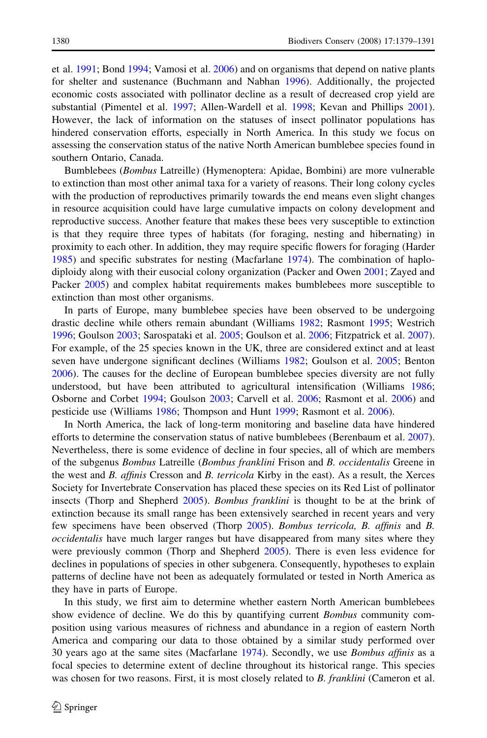et al. 1991; Bond 1994; Vamosi et al. 2006) and on organisms that depend on native plants for shelter and sustenance (Buchmann and Nabhan 1996). Additionally, the projected economic costs associated with pollinator decline as a result of decreased crop yield are substantial (Pimentel et al. 1997; Allen-Wardell et al. 1998; Kevan and Phillips 2001). However, the lack of information on the statuses of insect pollinator populations has hindered conservation efforts, especially in North America. In this study we focus on assessing the conservation status of the native North American bumblebee species found in southern Ontario, Canada.

Bumblebees (*Bombus* Latreille) (Hymenoptera: Apidae, Bombini) are more vulnerable to extinction than most other animal taxa for a variety of reasons. Their long colony cycles with the production of reproductives primarily towards the end means even slight changes in resource acquisition could have large cumulative impacts on colony development and reproductive success. Another feature that makes these bees very susceptible to extinction is that they require three types of habitats (for foraging, nesting and hibernating) in proximity to each other. In addition, they may require specific flowers for foraging (Harder 1985) and specific substrates for nesting (Macfarlane 1974). The combination of haplo-diploidy along with their eusocial colony organization (Packer and Owen 2001; Zayed and Packer 2005) and complex habitat requirements makes bumblebees more susceptible to extinction than most other organisms.

In parts of Europe, many bumblebee species have been observed to be undergoing drastic decline while others remain abundant (Williams 1982; Rasmont 1995; Westrich 1996; Goulson 2003; Sarospataki et al. 2005; Goulson et al. 2006; Fitzpatrick et al. 2007). For example, of the 25 species known in the UK, three are considered extinct and at least seven have undergone significant declines (Williams 1982; Goulson et al. 2005; Benton 2006). The causes for the decline of European bumblebee species diversity are not fully understood, but have been attributed to agricultural intensification (Williams 1986; Osborne and Corbet 1994; Goulson 2003; Carvell et al. 2006; Rasmont et al. 2006) and pesticide use (Williams 1986; Thompson and Hunt 1999; Rasmont et al. 2006).

In North America, the lack of long-term monitoring and baseline data have hindered efforts to determine the conservation status of native bumblebees (Berenbaum et al. 2007). Nevertheless, there is some evidence of decline in four species, all of which are members of the subgenus *Bombus* Latreille (*Bombus franklini* Frison and *B. occidentalis* Greene in the west and *B. affinis* Cresson and *B. terricola* Kirby in the east). As a result, the Xerces Society for Invertebrate Conservation has placed these species on its Red List of pollinator insects (Thorp and Shepherd 2005). *Bombus franklini* is thought to be at the brink of extinction because its small range has been extensively searched in recent years and very few specimens have been observed (Thorp 2005). *Bombus terricola, B. affinis* and *B. occidentalis* have much larger ranges but have disappeared from many sites where they were previously common (Thorp and Shepherd 2005). There is even less evidence for declines in populations of species in other subgenera. Consequently, hypotheses to explain patterns of decline have not been as adequately formulated or tested in North America as they have in parts of Europe.

In this study, we first aim to determine whether eastern North American bumblebees show evidence of decline. We do this by quantifying current *Bombus* community composition using various measures of richness and abundance in a region of eastern North America and comparing our data to those obtained by a similar study performed over 30 years ago at the same sites (Macfarlane 1974). Secondly, we use *Bombus affinis* as a focal species to determine extent of decline throughout its historical range. This species was chosen for two reasons. First, it is most closely related to *B. franklini* (Cameron et al.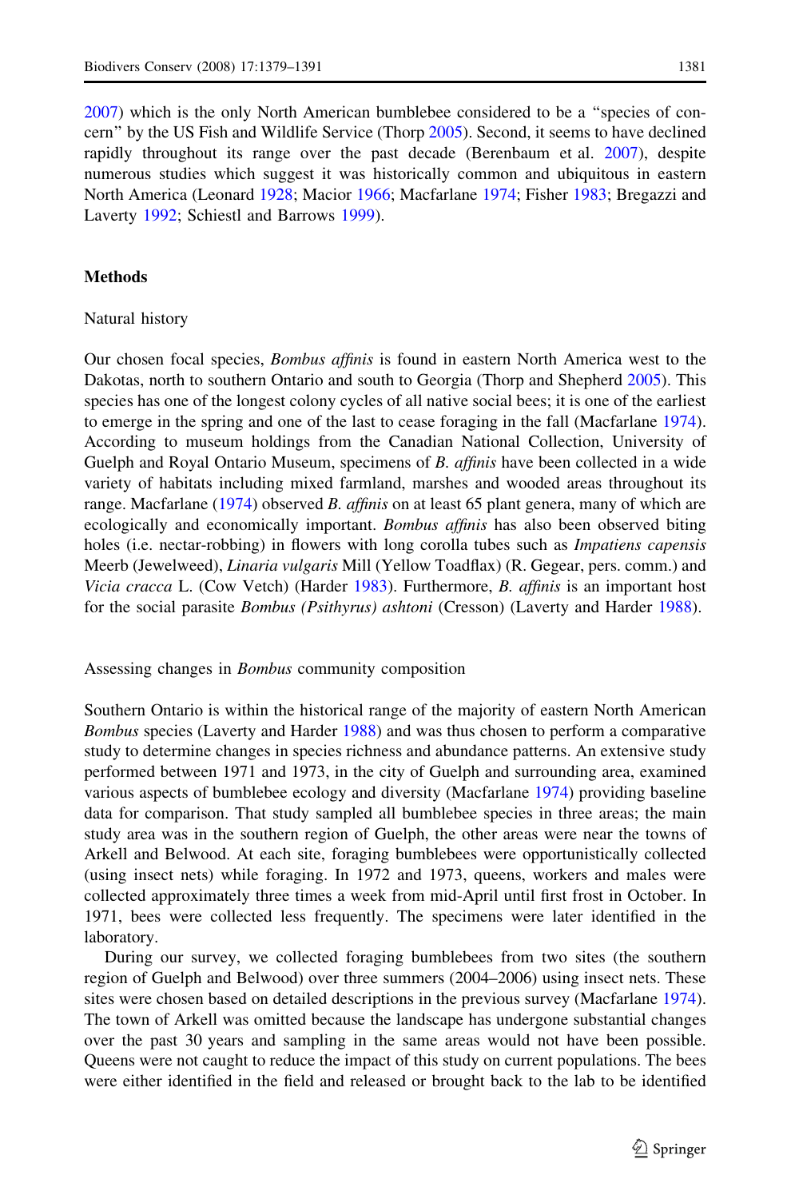2007) which is the only North American bumblebee considered to be a "species of concern" by the US Fish and Wildlife Service (Thorp 2005). Second, it seems to have declined rapidly throughout its range over the past decade (Berenbaum et al. 2007), despite numerous studies which suggest it was historically common and ubiquitous in eastern North America (Leonard 1928; Macior 1966; Macfarlane 1974; Fisher 1983; Bregazzi and Laverty 1992; Schiestl and Barrows 1999).

## Methods

### Natural history

Our chosen focal species, *Bombus affinis* is found in eastern North America west to the Dakotas, north to southern Ontario and south to Georgia (Thorp and Shepherd 2005). This species has one of the longest colony cycles of all native social bees; it is one of the earliest to emerge in the spring and one of the last to cease foraging in the fall (Macfarlane 1974). According to museum holdings from the Canadian National Collection, University of Guelph and Royal Ontario Museum, specimens of *B. affinis* have been collected in a wide variety of habitats including mixed farmland, marshes and wooded areas throughout its range. Macfarlane (1974) observed *B. affinis* on at least 65 plant genera, many of which are ecologically and economically important. *Bombus affinis* has also been observed biting holes (i.e. nectar-robbing) in flowers with long corolla tubes such as *Impatiens capensis* Meerb (Jewelweed), *Linaria vulgaris* Mill (Yellow Toadflax) (R. Gegear, pers. comm.) and *Vicia cracca* L. (Cow Vetch) (Harder 1983). Furthermore, *B. affinis* is an important host for the social parasite *Bombus (Psithyrus) ashtoni* (Cresson) (Laverty and Harder 1988).

### Assessing changes in *Bombus* community composition

Southern Ontario is within the historical range of the majority of eastern North American *Bombus* species (Laverty and Harder 1988) and was thus chosen to perform a comparative study to determine changes in species richness and abundance patterns. An extensive study performed between 1971 and 1973, in the city of Guelph and surrounding area, examined various aspects of bumblebee ecology and diversity (Macfarlane 1974) providing baseline data for comparison. That study sampled all bumblebee species in three areas; the main study area was in the southern region of Guelph, the other areas were near the towns of Arkell and Belwood. At each site, foraging bumblebees were opportunistically collected (using insect nets) while foraging. In 1972 and 1973, queens, workers and males were collected approximately three times a week from mid-April until first frost in October. In 1971, bees were collected less frequently. The specimens were later identified in the laboratory.

During our survey, we collected foraging bumblebees from two sites (the southern region of Guelph and Belwood) over three summers (2004–2006) using insect nets. These sites were chosen based on detailed descriptions in the previous survey (Macfarlane 1974). The town of Arkell was omitted because the landscape has undergone substantial changes over the past 30 years and sampling in the same areas would not have been possible. Queens were not caught to reduce the impact of this study on current populations. The bees were either identified in the field and released or brought back to the lab to be identified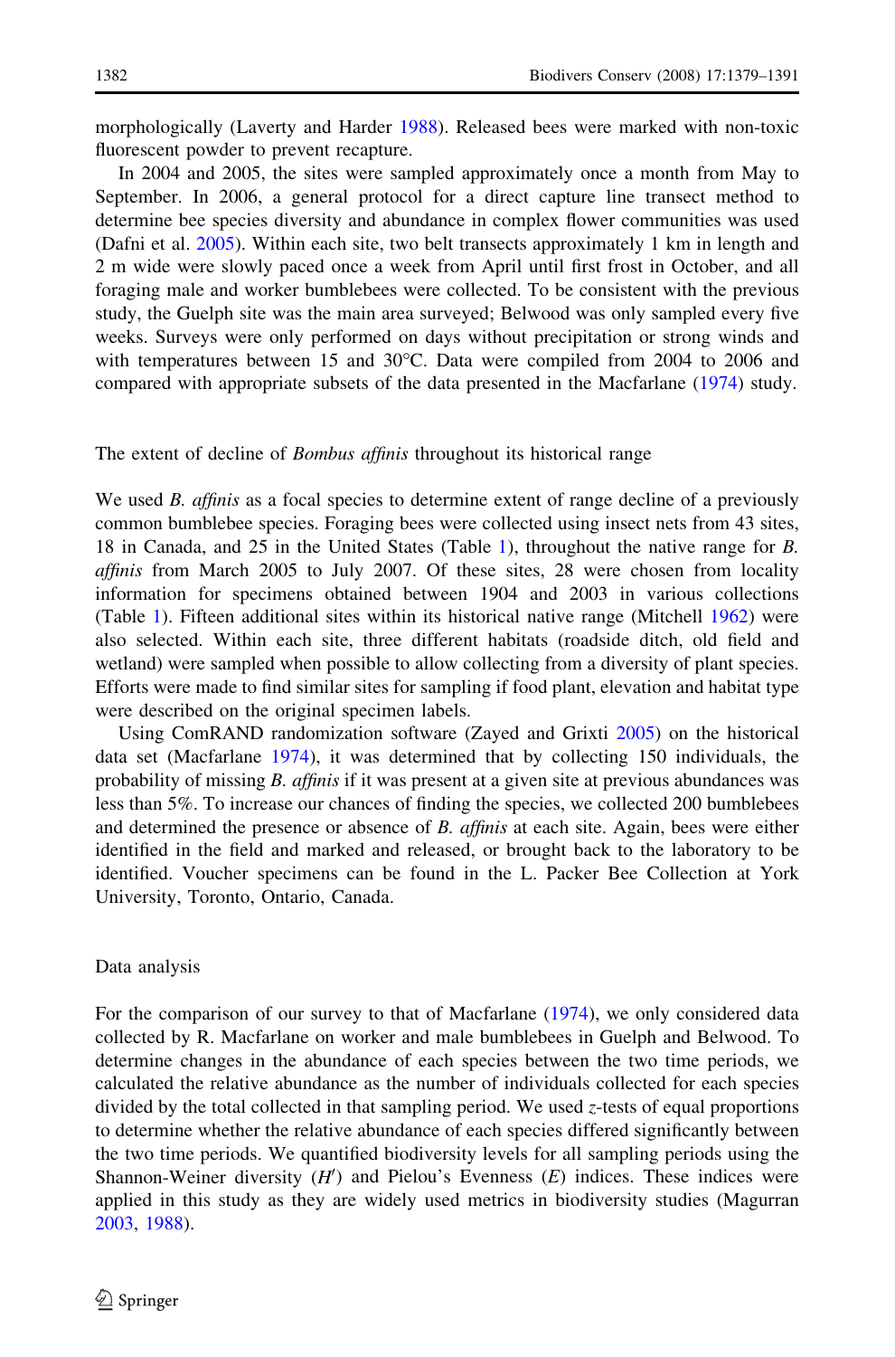morphologically (Laverty and Harder 1988). Released bees were marked with non-toxic fluorescent powder to prevent recapture.

In 2004 and 2005, the sites were sampled approximately once a month from May to September. In 2006, a general protocol for a direct capture line transect method to determine bee species diversity and abundance in complex flower communities was used (Dafni et al. 2005). Within each site, two belt transects approximately 1 km in length and 2 m wide were slowly paced once a week from April until first frost in October, and all foraging male and worker bumblebees were collected. To be consistent with the previous study, the Guelph site was the main area surveyed; Belwood was only sampled every five weeks. Surveys were only performed on days without precipitation or strong winds and with temperatures between 15 and 30°C. Data were compiled from 2004 to 2006 and compared with appropriate subsets of the data presented in the Macfarlane (1974) study.

## The extent of decline of *Bombus affinis* throughout its historical range

We used *B. affinis* as a focal species to determine extent of range decline of a previously common bumblebee species. Foraging bees were collected using insect nets from 43 sites, 18 in Canada, and 25 in the United States (Table 1), throughout the native range for *B. affinis* from March 2005 to July 2007. Of these sites, 28 were chosen from locality information for specimens obtained between 1904 and 2003 in various collections (Table 1). Fifteen additional sites within its historical native range (Mitchell 1962) were also selected. Within each site, three different habitats (roadside ditch, old field and wetland) were sampled when possible to allow collecting from a diversity of plant species. Efforts were made to find similar sites for sampling if food plant, elevation and habitat type were described on the original specimen labels.

Using ComRAND randomization software (Zayed and Grixti 2005) on the historical data set (Macfarlane 1974), it was determined that by collecting 150 individuals, the probability of missing *B. affinis* if it was present at a given site at previous abundances was less than 5%. To increase our chances of finding the species, we collected 200 bumblebees and determined the presence or absence of *B. affinis* at each site. Again, bees were either identified in the field and marked and released, or brought back to the laboratory to be identified. Voucher specimens can be found in the L. Packer Bee Collection at York University, Toronto, Ontario, Canada.

## Data analysis

For the comparison of our survey to that of Macfarlane (1974), we only considered data collected by R. Macfarlane on worker and male bumblebees in Guelph and Belwood. To determine changes in the abundance of each species between the two time periods, we calculated the relative abundance as the number of individuals collected for each species divided by the total collected in that sampling period. We used $z$-tests of equal proportions to determine whether the relative abundance of each species differed significantly between the two time periods. We quantified biodiversity levels for all sampling periods using the Shannon-Weiner diversity ($H'$) and Pielou's Evenness ($E$) indices. These indices were applied in this study as they are widely used metrics in biodiversity studies (Magurran 2003, 1988).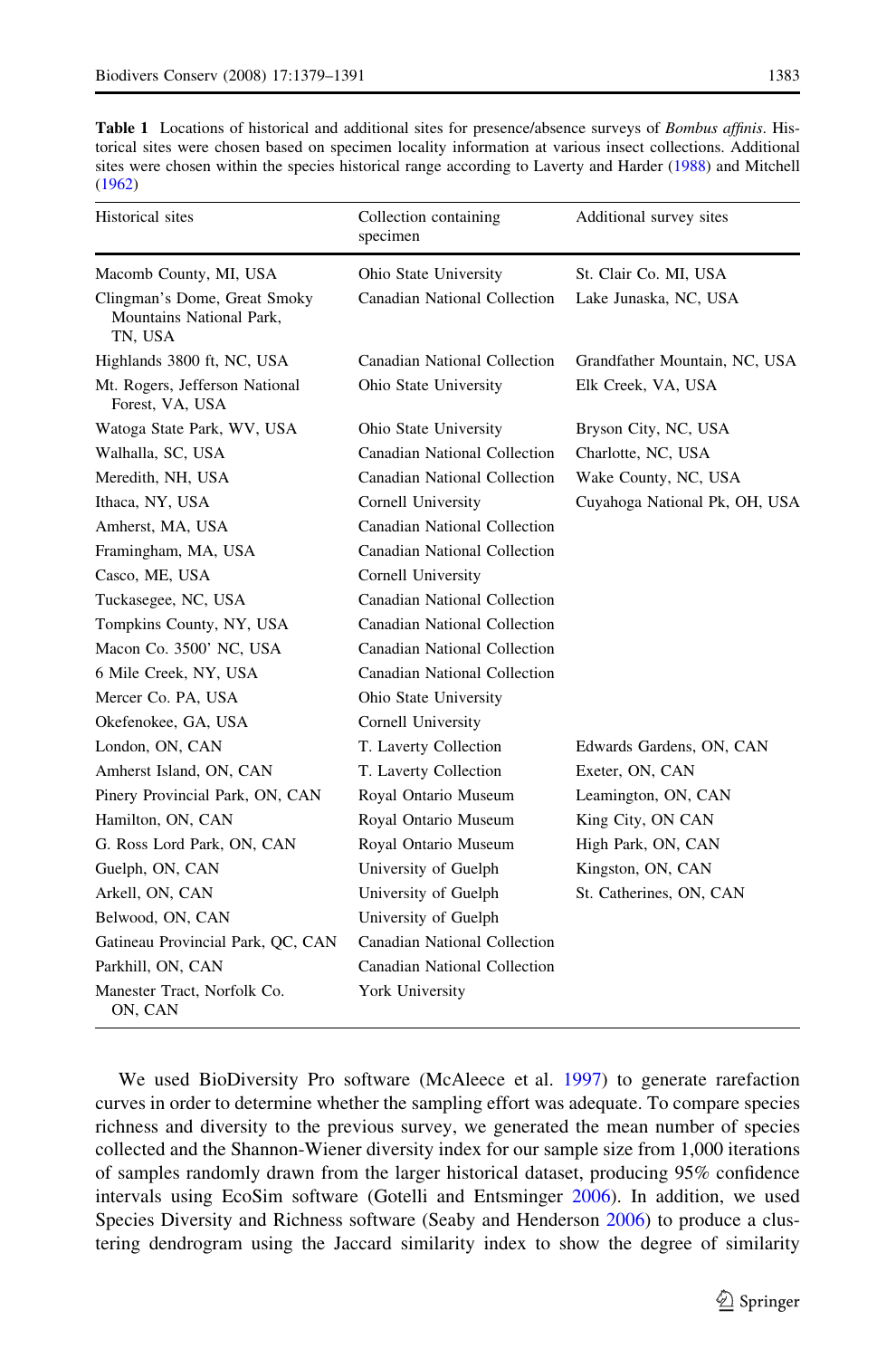**Table 1** Locations of historical and additional sites for presence/absence surveys of *Bombus affinis*. Historical sites were chosen based on specimen locality information at various insect collections. Additional sites were chosen within the species historical range according to Laverty and Harder (1988) and Mitchell (1962)

| Historical sites | Collection containing specimen | Additional survey sites |
|---|---|---|
| Macomb County, MI, USA | Ohio State University | St. Clair Co. MI, USA |
| Clingman's Dome, Great Smoky Mountains National Park, TN, USA | Canadian National Collection | Lake Junaska, NC, USA |
| Highlands 3800 ft, NC, USA | Canadian National Collection | Grandfather Mountain, NC, USA |
| Mt. Rogers, Jefferson National Forest, VA, USA | Ohio State University | Elk Creek, VA, USA |
| Watoga State Park, WV, USA | Ohio State University | Bryson City, NC, USA |
| Walhalla, SC, USA | Canadian National Collection | Charlotte, NC, USA |
| Meredith, NH, USA | Canadian National Collection | Wake County, NC, USA |
| Ithaca, NY, USA | Cornell University | Cuyahoga National Pk, OH, USA |
| Amherst, MA, USA | Canadian National Collection | |
| Framingham, MA, USA | Canadian National Collection | |
| Casco, ME, USA | Cornell University | |
| Tuckasegee, NC, USA | Canadian National Collection | |
| Tompkins County, NY, USA | Canadian National Collection | |
| Macon Co. 3500' NC, USA | Canadian National Collection | |
| 6 Mile Creek, NY, USA | Canadian National Collection | |
| Mercer Co. PA, USA | Ohio State University | |
| Okefenokee, GA, USA | Cornell University | |
| London, ON, CAN | T. Laverty Collection | Edwards Gardens, ON, CAN |
| Amherst Island, ON, CAN | T. Laverty Collection | Exeter, ON, CAN |
| Pinery Provincial Park, ON, CAN | Royal Ontario Museum | Leamington, ON, CAN |
| Hamilton, ON, CAN | Royal Ontario Museum | King City, ON CAN |
| G. Ross Lord Park, ON, CAN | Royal Ontario Museum | High Park, ON, CAN |
| Guelph, ON, CAN | University of Guelph | Kingston, ON, CAN |
| Arkell, ON, CAN | University of Guelph | St. Catherines, ON, CAN |
| Belwood, ON, CAN | University of Guelph | |
| Gatineau Provincial Park, QC, CAN | Canadian National Collection | |
| Parkhill, ON, CAN | Canadian National Collection | |
| Manester Tract, Norfolk Co. ON, CAN | York University | |

We used BioDiversity Pro software (McAleece et al. 1997) to generate rarefaction curves in order to determine whether the sampling effort was adequate. To compare species richness and diversity to the previous survey, we generated the mean number of species collected and the Shannon-Wiener diversity index for our sample size from 1,000 iterations of samples randomly drawn from the larger historical dataset, producing 95% confidence intervals using EcoSim software (Gotelli and Entsminger 2006). In addition, we used Species Diversity and Richness software (Seaby and Henderson 2006) to produce a clustering dendrogram using the Jaccard similarity index to show the degree of similarity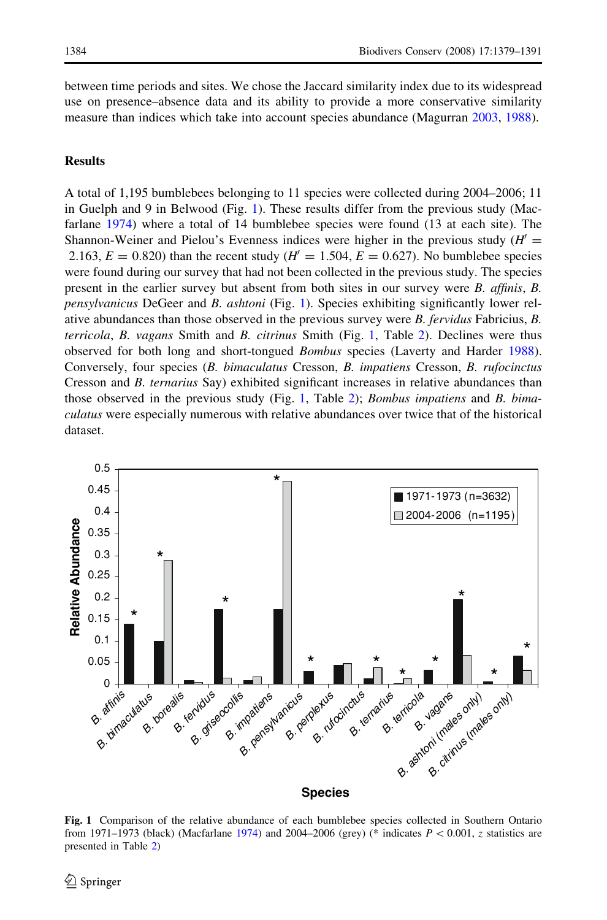between time periods and sites. We chose the Jaccard similarity index due to its widespread use on presence–absence data and its ability to provide a more conservative similarity measure than indices which take into account species abundance (Magurran 2003, 1988).

## Results

A total of 1,195 bumblebees belonging to 11 species were collected during 2004–2006; 11 in Guelph and 9 in Belwood (Fig. 1). These results differ from the previous study (Macfarlane 1974) where a total of 14 bumblebee species were found (13 at each site). The Shannon-Weiner and Pielou's Evenness indices were higher in the previous study ($H' = 2.163$, $E = 0.820$) than the recent study ($H' = 1.504$, $E = 0.627$). No bumblebee species were found during our survey that had not been collected in the previous study. The species present in the earlier survey but absent from both sites in our survey were *B. affinis*, *B. pensylvanicus* DeGeer and *B. ashtoni* (Fig. 1). Species exhibiting significantly lower relative abundances than those observed in the previous survey were *B. fervidus* Fabricius, *B. terricola*, *B. vagans* Smith and *B. citrinus* Smith (Fig. 1, Table 2). Declines were thus observed for both long and short-tongued *Bombus* species (Laverty and Harder 1988). Conversely, four species (*B. bimaculatus* Cresson, *B. impatiens* Cresson, *B. rufocinctus* Cresson and *B. ternarius* Say) exhibited significant increases in relative abundances than those observed in the previous study (Fig. 1, Table 2); *Bombus impatiens* and *B. bimaculatus* were especially numerous with relative abundances over twice that of the historical dataset.

**Fig. 1** Comparison of the relative abundance of each bumblebee species collected in Southern Ontario from 1971–1973 (black) (Macfarlane 1974) and 2004–2006 (grey) (* indicates $P < 0.001$, $z$ statistics are presented in Table 2)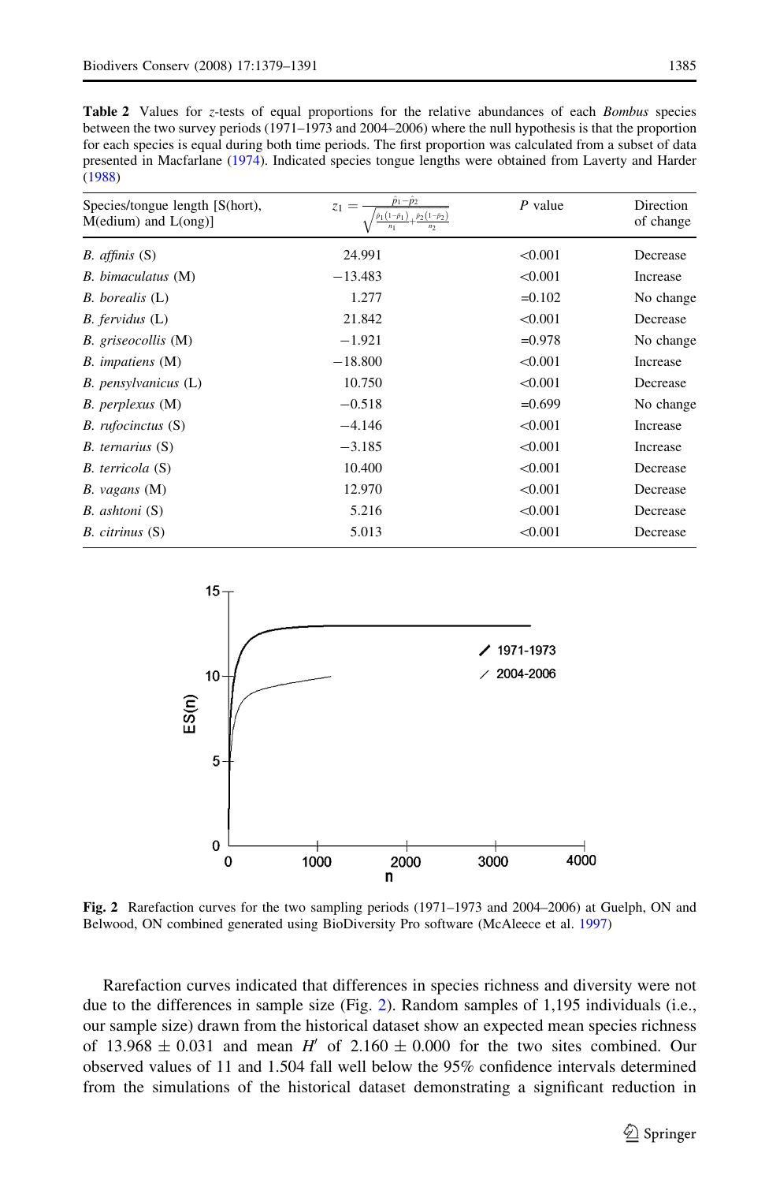**Table 2** Values for *z*-tests of equal proportions for the relative abundances of each *Bombus* species between the two survey periods (1971–1973 and 2004–2006) where the null hypothesis is that the proportion for each species is equal during both time periods. The first proportion was calculated from a subset of data presented in Macfarlane (1974). Indicated species tongue lengths were obtained from Laverty and Harder (1988)

| Species/tongue length [S(hort), M(edium) and L(ong)] | $z_1 = \frac{\hat{p}_1 - \hat{p}_2}{\sqrt{\frac{\hat{p}_1(1-\hat{p}_1)}{n_1} + \frac{\hat{p}_2(1-\hat{p}_2)}{n_2}}}$ | *P* value | Direction of change |
|---|---|---|---|
| *B. affinis* (S) | 24.991 | <0.001 | Decrease |
| *B. bimaculatus* (M) | −13.483 | <0.001 | Increase |
| *B. borealis* (L) | 1.277 | =0.102 | No change |
| *B. fervidus* (L) | 21.842 | <0.001 | Decrease |
| *B. griseocollis* (M) | −1.921 | =0.978 | No change |
| *B. impatiens* (M) | −18.800 | <0.001 | Increase |
| *B. pensylvanicus* (L) | 10.750 | <0.001 | Decrease |
| *B. perplexus* (M) | −0.518 | =0.699 | No change |
| *B. rufocinctus* (S) | −4.146 | <0.001 | Increase |
| *B. ternarius* (S) | −3.185 | <0.001 | Increase |
| *B. terricola* (S) | 10.400 | <0.001 | Decrease |
| *B. vagans* (M) | 12.970 | <0.001 | Decrease |
| *B. ashtoni* (S) | 5.216 | <0.001 | Decrease |
| *B. citrinus* (S) | 5.013 | <0.001 | Decrease |

**Fig. 2** Rarefaction curves for the two sampling periods (1971–1973 and 2004–2006) at Guelph, ON and Belwood, ON combined generated using BioDiversity Pro software (McAleece et al. 1997)

Rarefaction curves indicated that differences in species richness and diversity were not due to the differences in sample size (Fig. 2). Random samples of 1,195 individuals (i.e., our sample size) drawn from the historical dataset show an expected mean species richness of 13.968 ± 0.031 and mean $H'$ of 2.160 ± 0.000 for the two sites combined. Our observed values of 11 and 1.504 fall well below the 95% confidence intervals determined from the simulations of the historical dataset demonstrating a significant reduction in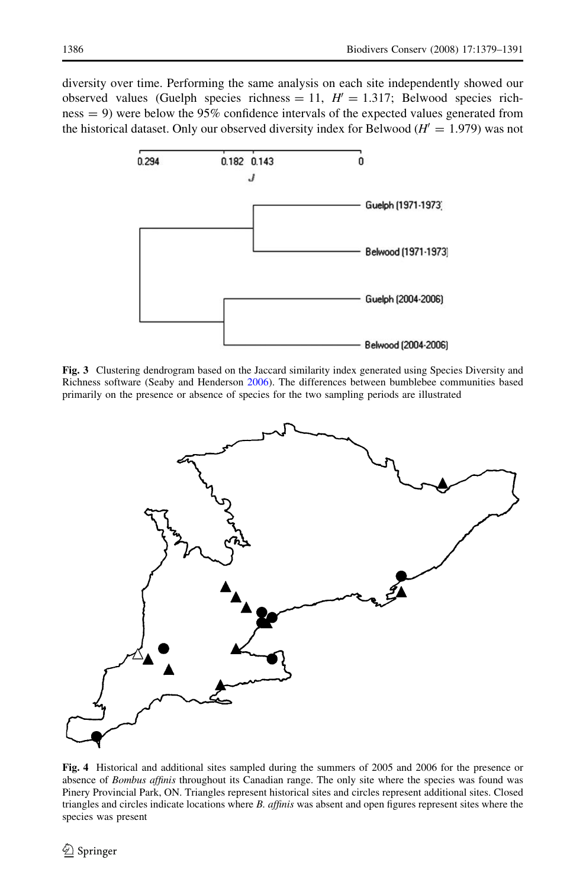diversity over time. Performing the same analysis on each site independently showed our observed values (Guelph species richness = 11, $H' = 1.317$; Belwood species richness = 9) were below the 95% confidence intervals of the expected values generated from the historical dataset. Only our observed diversity index for Belwood ($H' = 1.979$) was not

**Fig. 3** Clustering dendrogram based on the Jaccard similarity index generated using Species Diversity and Richness software (Seaby and Henderson 2006). The differences between bumblebee communities based primarily on the presence or absence of species for the two sampling periods are illustrated

**Fig. 4** Historical and additional sites sampled during the summers of 2005 and 2006 for the presence or absence of *Bombus affinis* throughout its Canadian range. The only site where the species was found was Pinery Provincial Park, ON. Triangles represent historical sites and circles represent additional sites. Closed triangles and circles indicate locations where *B. affinis* was absent and open figures represent sites where the species was present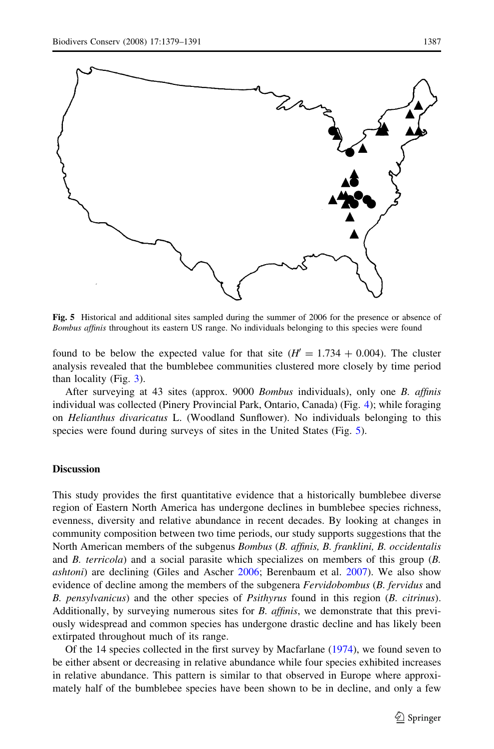**Fig. 5** Historical and additional sites sampled during the summer of 2006 for the presence or absence of *Bombus affinis* throughout its eastern US range. No individuals belonging to this species were found

found to be below the expected value for that site ($H' = 1.734 + 0.004$). The cluster analysis revealed that the bumblebee communities clustered more closely by time period than locality (Fig. 3).

After surveying at 43 sites (approx. 9000 *Bombus* individuals), only one *B. affinis* individual was collected (Pinery Provincial Park, Ontario, Canada) (Fig. 4); while foraging on *Helianthus divaricatus* L. (Woodland Sunflower). No individuals belonging to this species were found during surveys of sites in the United States (Fig. 5).

## Discussion

This study provides the first quantitative evidence that a historically bumblebee diverse region of Eastern North America has undergone declines in bumblebee species richness, evenness, diversity and relative abundance in recent decades. By looking at changes in community composition between two time periods, our study supports suggestions that the North American members of the subgenus *Bombus* (*B. affinis, B. franklini, B. occidentalis* and *B. terricola*) and a social parasite which specializes on members of this group (*B. ashtoni*) are declining (Giles and Ascher 2006; Berenbaum et al. 2007). We also show evidence of decline among the members of the subgenera *Fervidobombus* (*B. fervidus* and *B. pensylvanicus*) and the other species of *Psithyrus* found in this region (*B. citrinus*). Additionally, by surveying numerous sites for *B. affinis*, we demonstrate that this previously widespread and common species has undergone drastic decline and has likely been extirpated throughout much of its range.

Of the 14 species collected in the first survey by Macfarlane (1974), we found seven to be either absent or decreasing in relative abundance while four species exhibited increases in relative abundance. This pattern is similar to that observed in Europe where approximately half of the bumblebee species have been shown to be in decline, and only a few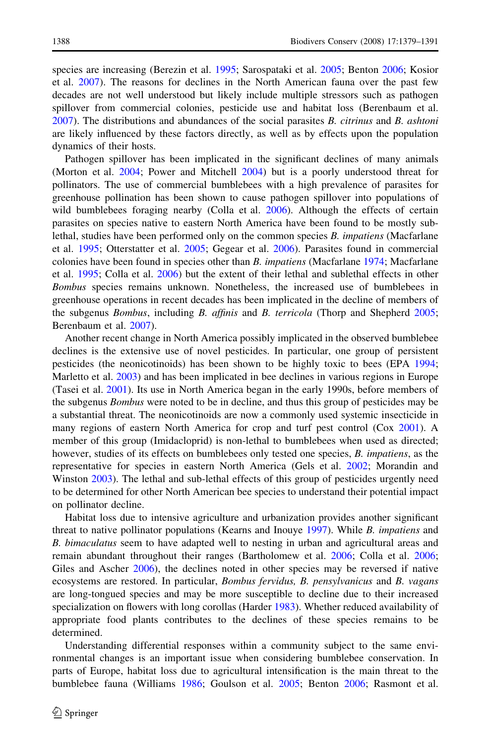species are increasing (Berezin et al. 1995; Sarospataki et al. 2005; Benton 2006; Kosior et al. 2007). The reasons for declines in the North American fauna over the past few decades are not well understood but likely include multiple stressors such as pathogen spillover from commercial colonies, pesticide use and habitat loss (Berenbaum et al. 2007). The distributions and abundances of the social parasites *B. citrinus* and *B. ashtoni* are likely influenced by these factors directly, as well as by effects upon the population dynamics of their hosts.

Pathogen spillover has been implicated in the significant declines of many animals (Morton et al. 2004; Power and Mitchell 2004) but is a poorly understood threat for pollinators. The use of commercial bumblebees with a high prevalence of parasites for greenhouse pollination has been shown to cause pathogen spillover into populations of wild bumblebees foraging nearby (Colla et al. 2006). Although the effects of certain parasites on species native to eastern North America have been found to be mostly sub-lethal, studies have been performed only on the common species *B. impatiens* (Macfarlane et al. 1995; Otterstatter et al. 2005; Gegear et al. 2006). Parasites found in commercial colonies have been found in species other than *B. impatiens* (Macfarlane 1974; Macfarlane et al. 1995; Colla et al. 2006) but the extent of their lethal and sublethal effects in other *Bombus* species remains unknown. Nonetheless, the increased use of bumblebees in greenhouse operations in recent decades has been implicated in the decline of members of the subgenus *Bombus*, including *B. affinis* and *B. terricola* (Thorp and Shepherd 2005; Berenbaum et al. 2007).

Another recent change in North America possibly implicated in the observed bumblebee declines is the extensive use of novel pesticides. In particular, one group of persistent pesticides (the neonicotinoids) has been shown to be highly toxic to bees (EPA 1994; Marletto et al. 2003) and has been implicated in bee declines in various regions in Europe (Tasei et al. 2001). Its use in North America began in the early 1990s, before members of the subgenus *Bombus* were noted to be in decline, and thus this group of pesticides may be a substantial threat. The neonicotinoids are now a commonly used systemic insecticide in many regions of eastern North America for crop and turf pest control (Cox 2001). A member of this group (Imidacloprid) is non-lethal to bumblebees when used as directed; however, studies of its effects on bumblebees only tested one species, *B. impatiens*, as the representative for species in eastern North America (Gels et al. 2002; Morandin and Winston 2003). The lethal and sub-lethal effects of this group of pesticides urgently need to be determined for other North American bee species to understand their potential impact on pollinator decline.

Habitat loss due to intensive agriculture and urbanization provides another significant threat to native pollinator populations (Kearns and Inouye 1997). While *B. impatiens* and *B. bimaculatus* seem to have adapted well to nesting in urban and agricultural areas and remain abundant throughout their ranges (Bartholomew et al. 2006; Colla et al. 2006; Giles and Ascher 2006), the declines noted in other species may be reversed if native ecosystems are restored. In particular, *Bombus fervidus, B. pensylvanicus* and *B. vagans* are long-tongued species and may be more susceptible to decline due to their increased specialization on flowers with long corollas (Harder 1983). Whether reduced availability of appropriate food plants contributes to the declines of these species remains to be determined.

Understanding differential responses within a community subject to the same environmental changes is an important issue when considering bumblebee conservation. In parts of Europe, habitat loss due to agricultural intensification is the main threat to the bumblebee fauna (Williams 1986; Goulson et al. 2005; Benton 2006; Rasmont et al.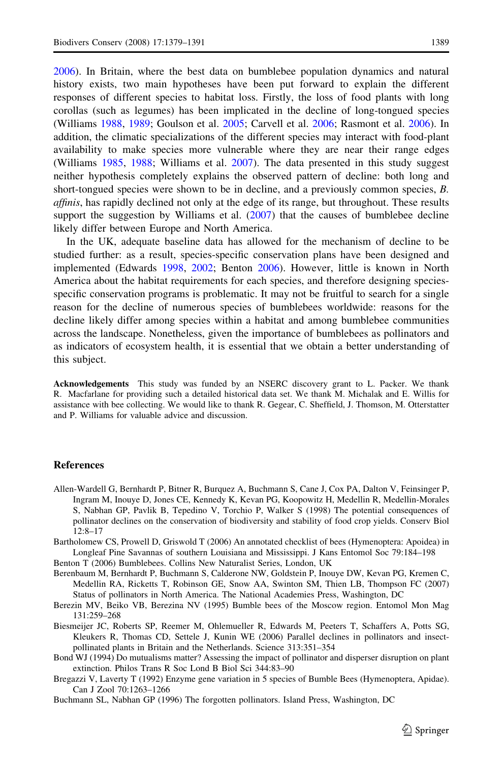2006). In Britain, where the best data on bumblebee population dynamics and natural history exists, two main hypotheses have been put forward to explain the different responses of different species to habitat loss. Firstly, the loss of food plants with long corollas (such as legumes) has been implicated in the decline of long-tongued species (Williams 1988, 1989; Goulson et al. 2005; Carvell et al. 2006; Rasmont et al. 2006). In addition, the climatic specializations of the different species may interact with food-plant availability to make species more vulnerable where they are near their range edges (Williams 1985, 1988; Williams et al. 2007). The data presented in this study suggest neither hypothesis completely explains the observed pattern of decline: both long and short-tongued species were shown to be in decline, and a previously common species, *B. affinis*, has rapidly declined not only at the edge of its range, but throughout. These results support the suggestion by Williams et al. (2007) that the causes of bumblebee decline likely differ between Europe and North America.

In the UK, adequate baseline data has allowed for the mechanism of decline to be studied further: as a result, species-specific conservation plans have been designed and implemented (Edwards 1998, 2002; Benton 2006). However, little is known in North America about the habitat requirements for each species, and therefore designing species-specific conservation programs is problematic. It may not be fruitful to search for a single reason for the decline of numerous species of bumblebees worldwide: reasons for the decline likely differ among species within a habitat and among bumblebee communities across the landscape. Nonetheless, given the importance of bumblebees as pollinators and as indicators of ecosystem health, it is essential that we obtain a better understanding of this subject.

**Acknowledgements** This study was funded by an NSERC discovery grant to L. Packer. We thank R. Macfarlane for providing such a detailed historical data set. We thank M. Michalak and E. Willis for assistance with bee collecting. We would like to thank R. Gegear, C. Sheffield, J. Thomson, M. Otterstatter and P. Williams for valuable advice and discussion.

## References

Allen-Wardell G, Bernhardt P, Bitner R, Burquez A, Buchmann S, Cane J, Cox PA, Dalton V, Feinsinger P, Ingram M, Inouye D, Jones CE, Kennedy K, Kevan PG, Koopowitz H, Medellin R, Medellin-Morales S, Nabhan GP, Pavlik B, Tepedino V, Torchio P, Walker S (1998) The potential consequences of pollinator declines on the conservation of biodiversity and stability of food crop yields. Conserv Biol 12:8–17

Bartholomew CS, Prowell D, Griswold T (2006) An annotated checklist of bees (Hymenoptera: Apoidea) in Longleaf Pine Savannas of southern Louisiana and Mississippi. J Kans Entomol Soc 79:184–198

Benton T (2006) Bumblebees. Collins New Naturalist Series, London, UK

Berenbaum M, Bernhardt P, Buchmann S, Calderone NW, Goldstein P, Inouye DW, Kevan PG, Kremen C, Medellin RA, Ricketts T, Robinson GE, Snow AA, Swinton SM, Thien LB, Thompson FC (2007) Status of pollinators in North America. The National Academies Press, Washington, DC

Berezin MV, Beiko VB, Berezina NV (1995) Bumble bees of the Moscow region. Entomol Mon Mag 131:259–268

Biesmeijer JC, Roberts SP, Reemer M, Ohlemueller R, Edwards M, Peeters T, Schaffers A, Potts SG, Kleukers R, Thomas CD, Settele J, Kunin WE (2006) Parallel declines in pollinators and insect-pollinated plants in Britain and the Netherlands. Science 313:351–354

Bond WJ (1994) Do mutualisms matter? Assessing the impact of pollinator and disperser disruption on plant extinction. Philos Trans R Soc Lond B Biol Sci 344:83–90

Bregazzi V, Laverty T (1992) Enzyme gene variation in 5 species of Bumble Bees (Hymenoptera, Apidae). Can J Zool 70:1263–1266

Buchmann SL, Nabhan GP (1996) The forgotten pollinators. Island Press, Washington, DC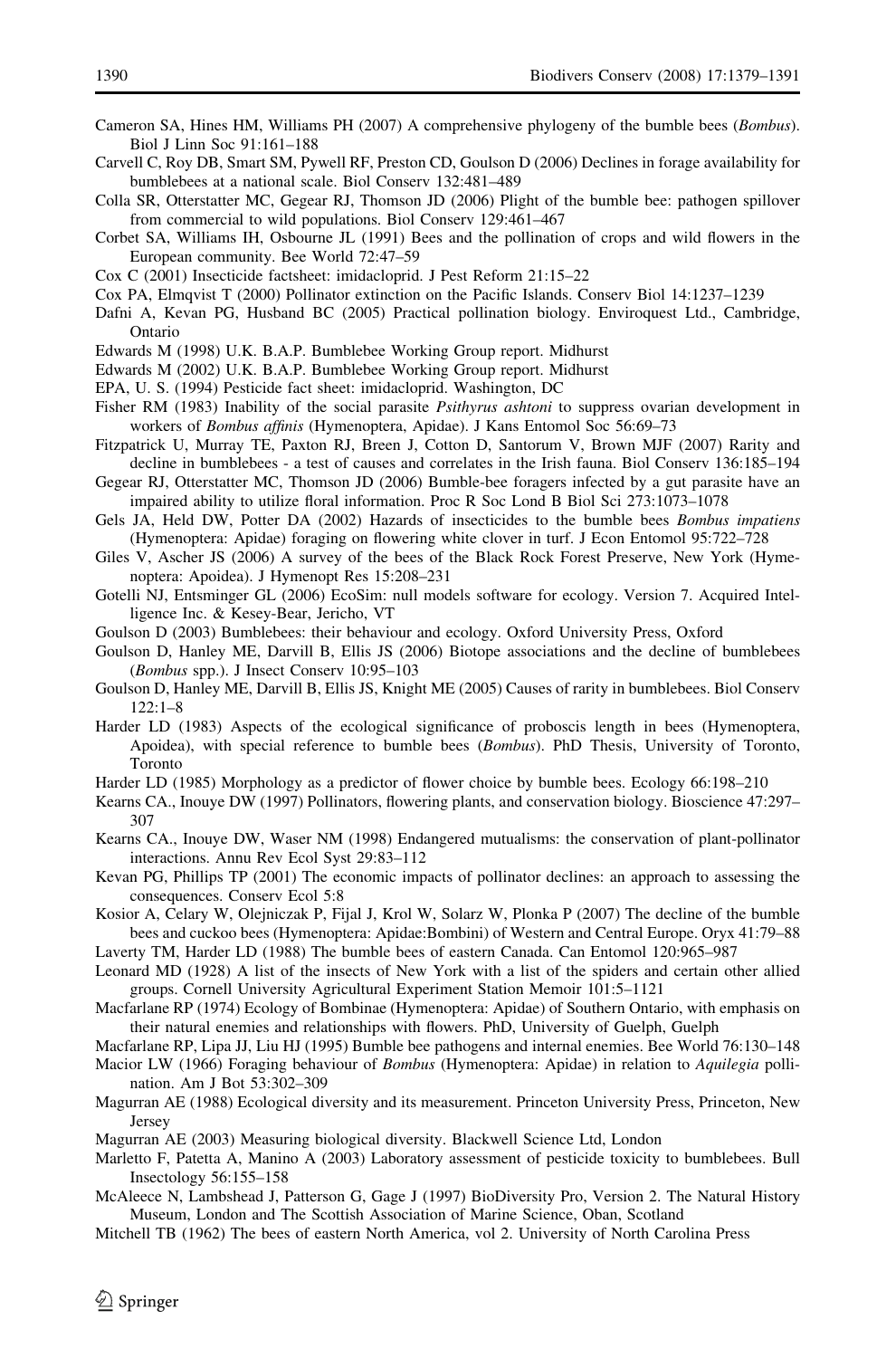Cameron SA, Hines HM, Williams PH (2007) A comprehensive phylogeny of the bumble bees (*Bombus*). Biol J Linn Soc 91:161–188

Carvell C, Roy DB, Smart SM, Pywell RF, Preston CD, Goulson D (2006) Declines in forage availability for bumblebees at a national scale. Biol Conserv 132:481–489

Colla SR, Otterstatter MC, Gegear RJ, Thomson JD (2006) Plight of the bumble bee: pathogen spillover from commercial to wild populations. Biol Conserv 129:461–467

Corbet SA, Williams IH, Osbourne JL (1991) Bees and the pollination of crops and wild flowers in the European community. Bee World 72:47–59

Cox C (2001) Insecticide factsheet: imidacloprid. J Pest Reform 21:15–22

Cox PA, Elmqvist T (2000) Pollinator extinction on the Pacific Islands. Conserv Biol 14:1237–1239

Dafni A, Kevan PG, Husband BC (2005) Practical pollination biology. Enviroquest Ltd., Cambridge, Ontario

Edwards M (1998) U.K. B.A.P. Bumblebee Working Group report. Midhurst

Edwards M (2002) U.K. B.A.P. Bumblebee Working Group report. Midhurst

EPA, U. S. (1994) Pesticide fact sheet: imidacloprid. Washington, DC

Fisher RM (1983) Inability of the social parasite *Psithyrus ashtoni* to suppress ovarian development in workers of *Bombus affinis* (Hymenoptera, Apidae). J Kans Entomol Soc 56:69–73

Fitzpatrick U, Murray TE, Paxton RJ, Breen J, Cotton D, Santorum V, Brown MJF (2007) Rarity and decline in bumblebees - a test of causes and correlates in the Irish fauna. Biol Conserv 136:185–194

Gegear RJ, Otterstatter MC, Thomson JD (2006) Bumble-bee foragers infected by a gut parasite have an impaired ability to utilize floral information. Proc R Soc Lond B Biol Sci 273:1073–1078

Gels JA, Held DW, Potter DA (2002) Hazards of insecticides to the bumble bees *Bombus impatiens* (Hymenoptera: Apidae) foraging on flowering white clover in turf. J Econ Entomol 95:722–728

Giles V, Ascher JS (2006) A survey of the bees of the Black Rock Forest Preserve, New York (Hymenoptera: Apoidea). J Hymenopt Res 15:208–231

Gotelli NJ, Entsminger GL (2006) EcoSim: null models software for ecology. Version 7. Acquired Intelligence Inc. & Kesey-Bear, Jericho, VT

Goulson D (2003) Bumblebees: their behaviour and ecology. Oxford University Press, Oxford

Goulson D, Hanley ME, Darvill B, Ellis JS (2006) Biotope associations and the decline of bumblebees (*Bombus* spp.). J Insect Conserv 10:95–103

Goulson D, Hanley ME, Darvill B, Ellis JS, Knight ME (2005) Causes of rarity in bumblebees. Biol Conserv 122:1–8

Harder LD (1983) Aspects of the ecological significance of proboscis length in bees (Hymenoptera, Apoidea), with special reference to bumble bees (*Bombus*). PhD Thesis, University of Toronto, Toronto

Harder LD (1985) Morphology as a predictor of flower choice by bumble bees. Ecology 66:198–210

Kearns CA., Inouye DW (1997) Pollinators, flowering plants, and conservation biology. Bioscience 47:297–307

Kearns CA., Inouye DW, Waser NM (1998) Endangered mutualisms: the conservation of plant-pollinator interactions. Annu Rev Ecol Syst 29:83–112

Kevan PG, Phillips TP (2001) The economic impacts of pollinator declines: an approach to assessing the consequences. Conserv Ecol 5:8

Kosior A, Celary W, Olejniczak P, Fijal J, Krol W, Solarz W, Plonka P (2007) The decline of the bumble bees and cuckoo bees (Hymenoptera: Apidae:Bombini) of Western and Central Europe. Oryx 41:79–88

Laverty TM, Harder LD (1988) The bumble bees of eastern Canada. Can Entomol 120:965–987

Leonard MD (1928) A list of the insects of New York with a list of the spiders and certain other allied groups. Cornell University Agricultural Experiment Station Memoir 101:5–1121

Macfarlane RP (1974) Ecology of Bombinae (Hymenoptera: Apidae) of Southern Ontario, with emphasis on their natural enemies and relationships with flowers. PhD, University of Guelph, Guelph

Macfarlane RP, Lipa JJ, Liu HJ (1995) Bumble bee pathogens and internal enemies. Bee World 76:130–148

Macior LW (1966) Foraging behaviour of *Bombus* (Hymenoptera: Apidae) in relation to *Aquilegia* pollination. Am J Bot 53:302–309

Magurran AE (1988) Ecological diversity and its measurement. Princeton University Press, Princeton, New Jersey

Magurran AE (2003) Measuring biological diversity. Blackwell Science Ltd, London

Marletto F, Patetta A, Manino A (2003) Laboratory assessment of pesticide toxicity to bumblebees. Bull Insectology 56:155–158

McAleece N, Lambshead J, Patterson G, Gage J (1997) BioDiversity Pro, Version 2. The Natural History Museum, London and The Scottish Association of Marine Science, Oban, Scotland

Mitchell TB (1962) The bees of eastern North America, vol 2. University of North Carolina Press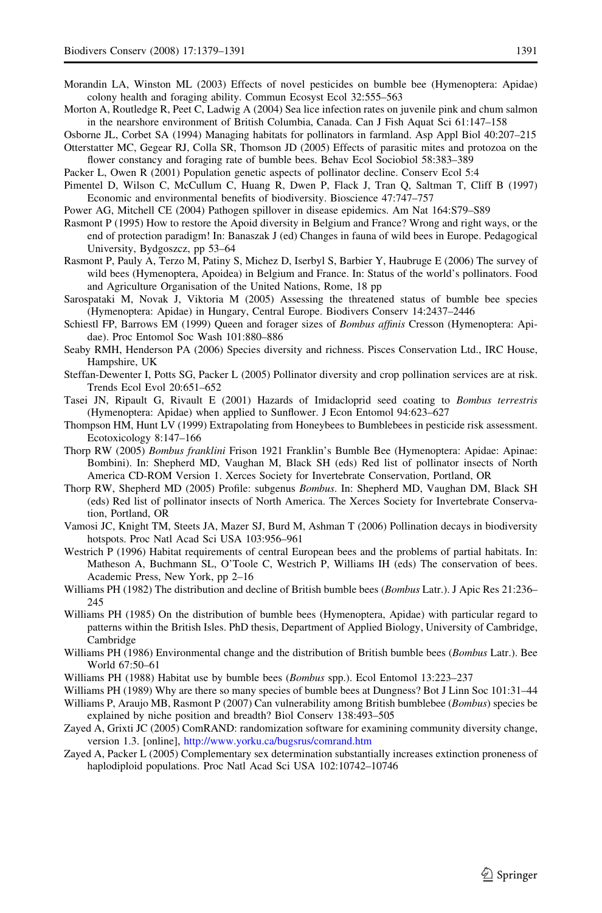Morandin LA, Winston ML (2003) Effects of novel pesticides on bumble bee (Hymenoptera: Apidae) colony health and foraging ability. Commun Ecosyst Ecol 32:555–563

Morton A, Routledge R, Peet C, Ladwig A (2004) Sea lice infection rates on juvenile pink and chum salmon in the nearshore environment of British Columbia, Canada. Can J Fish Aquat Sci 61:147–158

Osborne JL, Corbet SA (1994) Managing habitats for pollinators in farmland. Asp Appl Biol 40:207–215

Otterstatter MC, Gegear RJ, Colla SR, Thomson JD (2005) Effects of parasitic mites and protozoa on the flower constancy and foraging rate of bumble bees. Behav Ecol Sociobiol 58:383–389

Packer L, Owen R (2001) Population genetic aspects of pollinator decline. Conserv Ecol 5:4

Pimentel D, Wilson C, McCullum C, Huang R, Dwen P, Flack J, Tran Q, Saltman T, Cliff B (1997) Economic and environmental benefits of biodiversity. Bioscience 47:747–757

Power AG, Mitchell CE (2004) Pathogen spillover in disease epidemics. Am Nat 164:S79–S89

Rasmont P (1995) How to restore the Apoid diversity in Belgium and France? Wrong and right ways, or the end of protection paradigm! In: Banaszak J (ed) Changes in fauna of wild bees in Europe. Pedagogical University, Bydgoszcz, pp 53–64

Rasmont P, Pauly A, Terzo M, Patiny S, Michez D, Iserbyl S, Barbier Y, Haubruge E (2006) The survey of wild bees (Hymenoptera, Apoidea) in Belgium and France. In: Status of the world's pollinators. Food and Agriculture Organisation of the United Nations, Rome, 18 pp

Sarospataki M, Novak J, Viktoria M (2005) Assessing the threatened status of bumble bee species (Hymenoptera: Apidae) in Hungary, Central Europe. Biodivers Conserv 14:2437–2446

Schiestl FP, Barrows EM (1999) Queen and forager sizes of *Bombus affinis* Cresson (Hymenoptera: Apidae). Proc Entomol Soc Wash 101:880–886

Seaby RMH, Henderson PA (2006) Species diversity and richness. Pisces Conservation Ltd., IRC House, Hampshire, UK

Steffan-Dewenter I, Potts SG, Packer L (2005) Pollinator diversity and crop pollination services are at risk. Trends Ecol Evol 20:651–652

Tasei JN, Ripault G, Rivault E (2001) Hazards of Imidacloprid seed coating to *Bombus terrestris* (Hymenoptera: Apidae) when applied to Sunflower. J Econ Entomol 94:623–627

Thompson HM, Hunt LV (1999) Extrapolating from Honeybees to Bumblebees in pesticide risk assessment. Ecotoxicology 8:147–166

Thorp RW (2005) *Bombus franklini* Frison 1921 Franklin's Bumble Bee (Hymenoptera: Apidae: Apinae: Bombini). In: Shepherd MD, Vaughan M, Black SH (eds) Red list of pollinator insects of North America CD-ROM Version 1. Xerces Society for Invertebrate Conservation, Portland, OR

Thorp RW, Shepherd MD (2005) Profile: subgenus *Bombus*. In: Shepherd MD, Vaughan DM, Black SH (eds) Red list of pollinator insects of North America. The Xerces Society for Invertebrate Conservation, Portland, OR

Vamosi JC, Knight TM, Steets JA, Mazer SJ, Burd M, Ashman T (2006) Pollination decays in biodiversity hotspots. Proc Natl Acad Sci USA 103:956–961

Westrich P (1996) Habitat requirements of central European bees and the problems of partial habitats. In: Matheson A, Buchmann SL, O'Toole C, Westrich P, Williams IH (eds) The conservation of bees. Academic Press, New York, pp 2–16

Williams PH (1982) The distribution and decline of British bumble bees (*Bombus* Latr.). J Apic Res 21:236–245

Williams PH (1985) On the distribution of bumble bees (Hymenoptera, Apidae) with particular regard to patterns within the British Isles. PhD thesis, Department of Applied Biology, University of Cambridge, Cambridge

Williams PH (1986) Environmental change and the distribution of British bumble bees (*Bombus* Latr.). Bee World 67:50–61

Williams PH (1988) Habitat use by bumble bees (*Bombus* spp.). Ecol Entomol 13:223–237

Williams PH (1989) Why are there so many species of bumble bees at Dungness? Bot J Linn Soc 101:31–44

Williams P, Araujo MB, Rasmont P (2007) Can vulnerability among British bumblebee (*Bombus*) species be explained by niche position and breadth? Biol Conserv 138:493–505

Zayed A, Grixti JC (2005) ComRAND: randomization software for examining community diversity change, version 1.3. [online], http://www.yorku.ca/bugsrus/comrand.htm

Zayed A, Packer L (2005) Complementary sex determination substantially increases extinction proneness of haplodiploid populations. Proc Natl Acad Sci USA 102:10742–10746